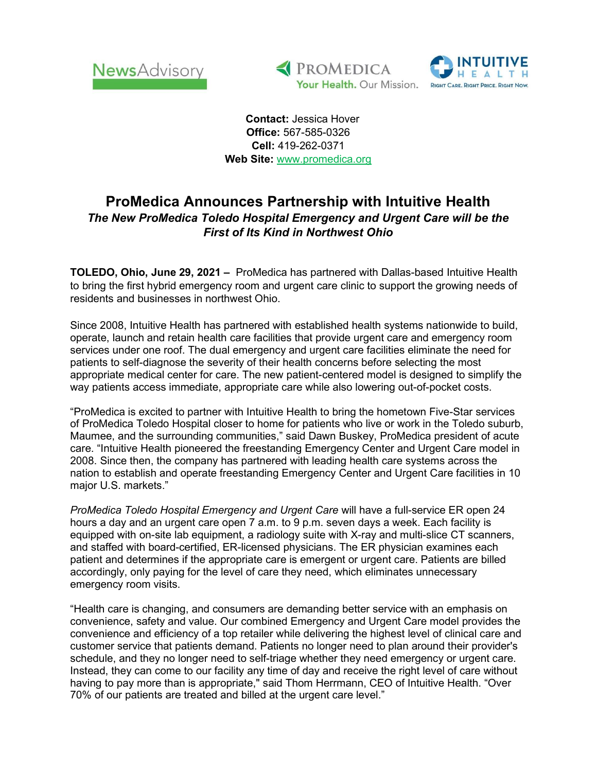NewsAdvisory

PROMEDICA
Your Health. Our Mission.

INTUITIVE HEALTH
RIGHT CARE. RIGHT PRICE. RIGHT NOW.

**Contact:** Jessica Hover
**Office:** 567-585-0326
**Cell:** 419-262-0371
**Web Site:** www.promedica.org

# ProMedica Announces Partnership with Intuitive Health

***The New ProMedica Toledo Hospital Emergency and Urgent Care will be the First of Its Kind in Northwest Ohio***

**TOLEDO, Ohio, June 29, 2021 –** ProMedica has partnered with Dallas-based Intuitive Health to bring the first hybrid emergency room and urgent care clinic to support the growing needs of residents and businesses in northwest Ohio.

Since 2008, Intuitive Health has partnered with established health systems nationwide to build, operate, launch and retain health care facilities that provide urgent care and emergency room services under one roof. The dual emergency and urgent care facilities eliminate the need for patients to self-diagnose the severity of their health concerns before selecting the most appropriate medical center for care. The new patient-centered model is designed to simplify the way patients access immediate, appropriate care while also lowering out-of-pocket costs.

"ProMedica is excited to partner with Intuitive Health to bring the hometown Five-Star services of ProMedica Toledo Hospital closer to home for patients who live or work in the Toledo suburb, Maumee, and the surrounding communities," said Dawn Buskey, ProMedica president of acute care. "Intuitive Health pioneered the freestanding Emergency Center and Urgent Care model in 2008. Since then, the company has partnered with leading health care systems across the nation to establish and operate freestanding Emergency Center and Urgent Care facilities in 10 major U.S. markets."

*ProMedica Toledo Hospital Emergency and Urgent Care* will have a full-service ER open 24 hours a day and an urgent care open 7 a.m. to 9 p.m. seven days a week. Each facility is equipped with on-site lab equipment, a radiology suite with X-ray and multi-slice CT scanners, and staffed with board-certified, ER-licensed physicians. The ER physician examines each patient and determines if the appropriate care is emergent or urgent care. Patients are billed accordingly, only paying for the level of care they need, which eliminates unnecessary emergency room visits.

"Health care is changing, and consumers are demanding better service with an emphasis on convenience, safety and value. Our combined Emergency and Urgent Care model provides the convenience and efficiency of a top retailer while delivering the highest level of clinical care and customer service that patients demand. Patients no longer need to plan around their provider's schedule, and they no longer need to self-triage whether they need emergency or urgent care. Instead, they can come to our facility any time of day and receive the right level of care without having to pay more than is appropriate," said Thom Herrmann, CEO of Intuitive Health. "Over 70% of our patients are treated and billed at the urgent care level."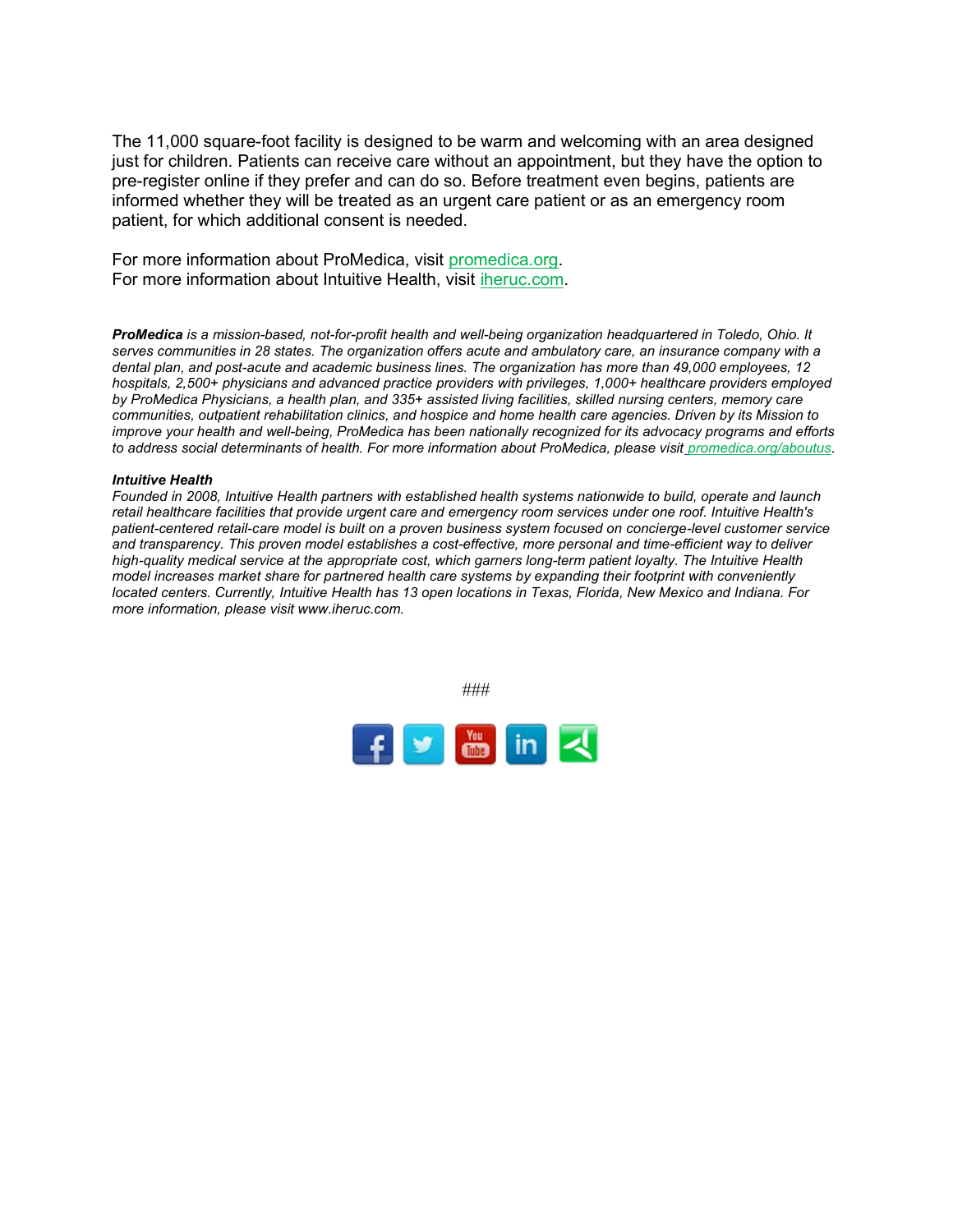The 11,000 square-foot facility is designed to be warm and welcoming with an area designed just for children. Patients can receive care without an appointment, but they have the option to pre-register online if they prefer and can do so. Before treatment even begins, patients are informed whether they will be treated as an urgent care patient or as an emergency room patient, for which additional consent is needed.

For more information about ProMedica, visit [promedica.org](promedica.org).
For more information about Intuitive Health, visit [iheruc.com](iheruc.com).

***ProMedica** is a mission-based, not-for-profit health and well-being organization headquartered in Toledo, Ohio. It serves communities in 28 states. The organization offers acute and ambulatory care, an insurance company with a dental plan, and post-acute and academic business lines. The organization has more than 49,000 employees, 12 hospitals, 2,500+ physicians and advanced practice providers with privileges, 1,000+ healthcare providers employed by ProMedica Physicians, a health plan, and 335+ assisted living facilities, skilled nursing centers, memory care communities, outpatient rehabilitation clinics, and hospice and home health care agencies. Driven by its Mission to improve your health and well-being, ProMedica has been nationally recognized for its advocacy programs and efforts to address social determinants of health. For more information about ProMedica, please visit [promedica.org/aboutus](promedica.org/aboutus).*

***Intuitive Health***
*Founded in 2008, Intuitive Health partners with established health systems nationwide to build, operate and launch retail healthcare facilities that provide urgent care and emergency room services under one roof. Intuitive Health's patient-centered retail-care model is built on a proven business system focused on concierge-level customer service and transparency. This proven model establishes a cost-effective, more personal and time-efficient way to deliver high-quality medical service at the appropriate cost, which garners long-term patient loyalty. The Intuitive Health model increases market share for partnered health care systems by expanding their footprint with conveniently located centers. Currently, Intuitive Health has 13 open locations in Texas, Florida, New Mexico and Indiana. For more information, please visit www.iheruc.com.*

###